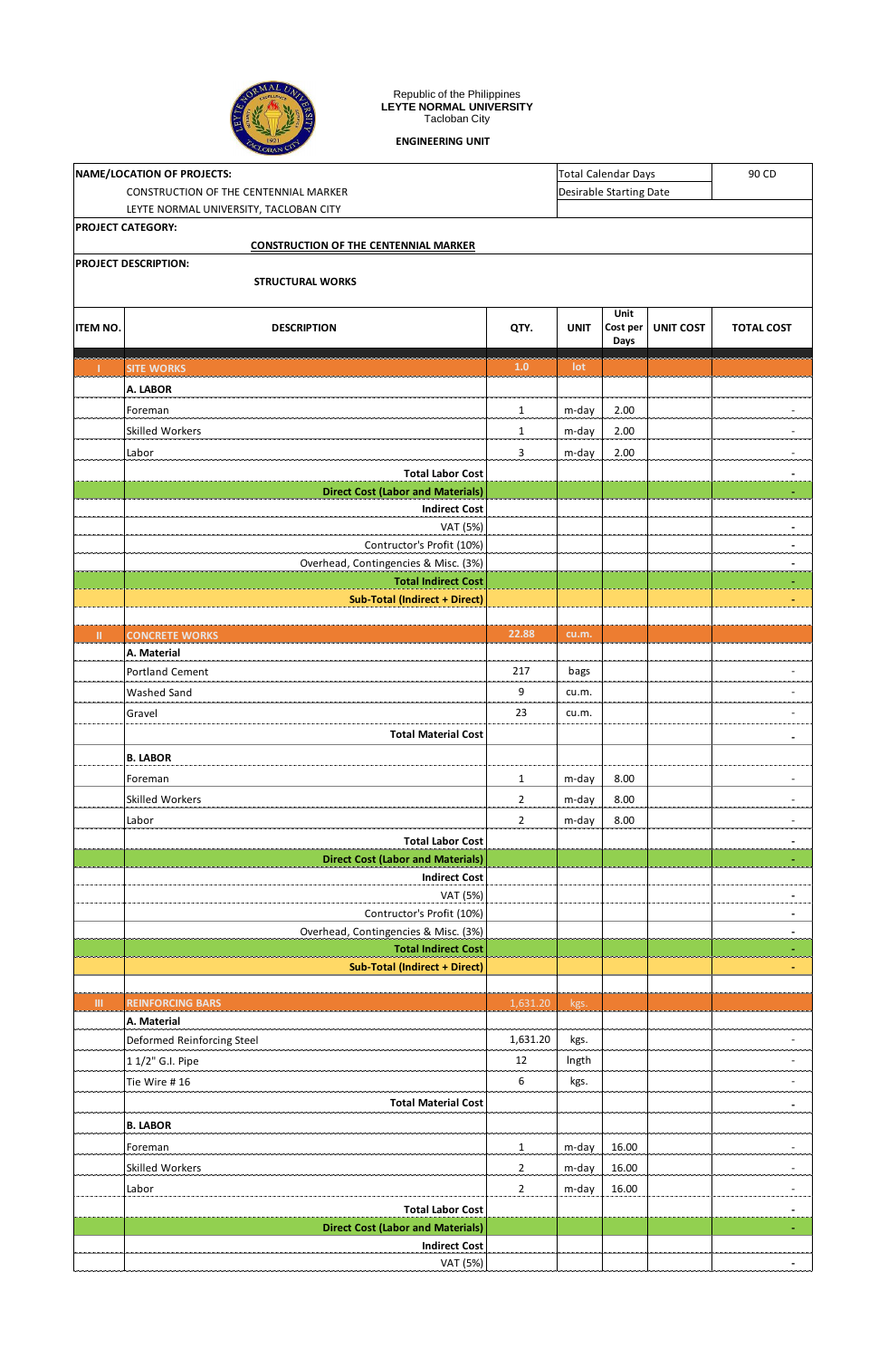Republic of the Philippines
**LEYTE NORMAL UNIVERSITY**
Tacloban City

**ENGINEERING UNIT**

| | | | | | | |
|---|---|---|---|---|---|---|
| **NAME/LOCATION OF PROJECTS:** | | | Total Calendar Days | | | 90 CD |
| | CONSTRUCTION OF THE CENTENNIAL MARKER | | Desirable Starting Date | | | |
| | LEYTE NORMAL UNIVERSITY, TACLOBAN CITY | | | | | |
| **PROJECT CATEGORY:** | | | | | | |
| | **CONSTRUCTION OF THE CENTENNIAL MARKER** | | | | | |
| **PROJECT DESCRIPTION:** | | | | | | |
| | **STRUCTURAL WORKS** | | | | | |

| ITEM NO. | DESCRIPTION | QTY. | UNIT | Unit Cost per Days | UNIT COST | TOTAL COST |
|---|---|---|---|---|---|---|
| I | SITE WORKS | 1.0 | lot | | | |
| | **A. LABOR** | | | | | |
| | Foreman | 1 | m-day | 2.00 | | - |
| | Skilled Workers | 1 | m-day | 2.00 | | - |
| | Labor | 3 | m-day | 2.00 | | - |
| | **Total Labor Cost** | | | | | - |
| | **Direct Cost (Labor and Materials)** | | | | | - |
| | **Indirect Cost** | | | | | |
| | VAT (5%) | | | | | - |
| | Contructor's Profit (10%) | | | | | - |
| | Overhead, Contingencies & Misc. (3%) | | | | | - |
| | **Total Indirect Cost** | | | | | - |
| | **Sub-Total (Indirect + Direct)** | | | | | - |
| | | | | | | |
| II | CONCRETE WORKS | 22.88 | cu.m. | | | |
| | **A. Material** | | | | | |
| | Portland Cement | 217 | bags | | | - |
| | Washed Sand | 9 | cu.m. | | | - |
| | Gravel | 23 | cu.m. | | | - |
| | **Total Material Cost** | | | | | - |
| | **B. LABOR** | | | | | |
| | Foreman | 1 | m-day | 8.00 | | - |
| | Skilled Workers | 2 | m-day | 8.00 | | - |
| | Labor | 2 | m-day | 8.00 | | - |
| | **Total Labor Cost** | | | | | - |
| | **Direct Cost (Labor and Materials)** | | | | | - |
| | **Indirect Cost** | | | | | |
| | VAT (5%) | | | | | - |
| | Contructor's Profit (10%) | | | | | - |
| | Overhead, Contingencies & Misc. (3%) | | | | | - |
| | **Total Indirect Cost** | | | | | - |
| | **Sub-Total (Indirect + Direct)** | | | | | - |
| | | | | | | |
| III | REINFORCING BARS | 1,631.20 | kgs. | | | |
| | **A. Material** | | | | | |
| | Deformed Reinforcing Steel | 1,631.20 | kgs. | | | - |
| | 1 1/2" G.I. Pipe | 12 | lngth | | | - |
| | Tie Wire # 16 | 6 | kgs. | | | - |
| | **Total Material Cost** | | | | | - |
| | **B. LABOR** | | | | | |
| | Foreman | 1 | m-day | 16.00 | | - |
| | Skilled Workers | 2 | m-day | 16.00 | | - |
| | Labor | 2 | m-day | 16.00 | | - |
| | **Total Labor Cost** | | | | | - |
| | **Direct Cost (Labor and Materials)** | | | | | - |
| | **Indirect Cost** | | | | | |
| | VAT (5%) | | | | | - |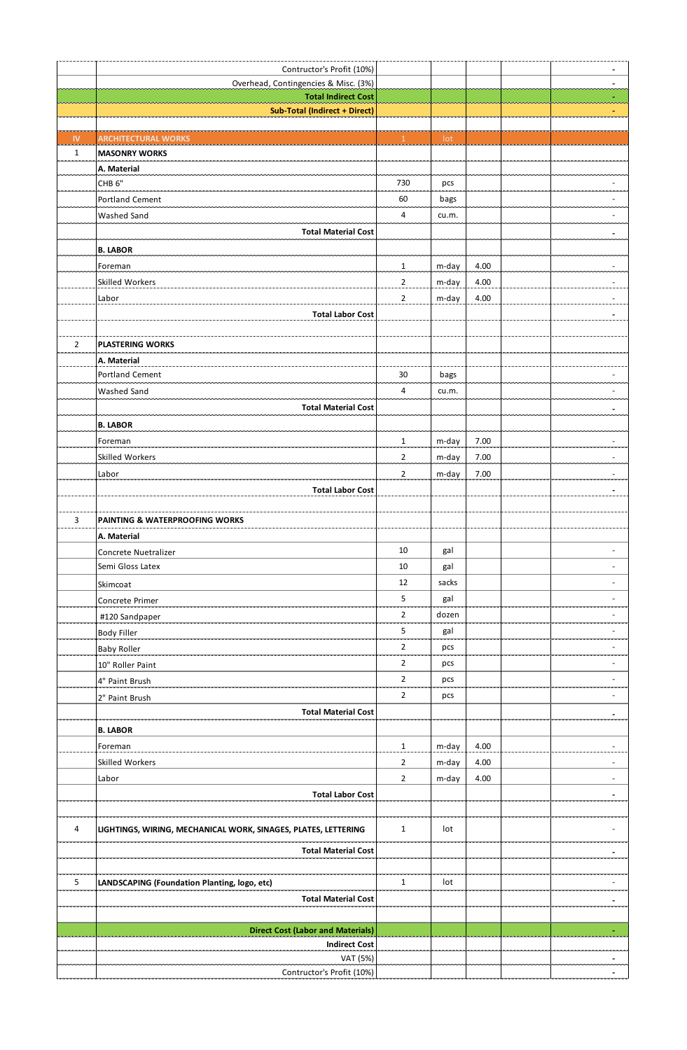| | | | | | | |
|---|---|---|---|---|---|---|
| | Contructor's Profit (10%) | | | | | - |
| | Overhead, Contingencies & Misc. (3%) | | | | | - |
| | **Total Indirect Cost** | | | | | - |
| | **Sub-Total (Indirect + Direct)** | | | | | - |
| | | | | | | |
| IV | ARCHITECTURAL WORKS | 1 | lot | | | |
| 1 | **MASONRY WORKS** | | | | | |
| | **A. Material** | | | | | |
| | CHB 6" | 730 | pcs | | | - |
| | Portland Cement | 60 | bags | | | - |
| | Washed Sand | 4 | cu.m. | | | - |
| | **Total Material Cost** | | | | | - |
| | **B. LABOR** | | | | | |
| | Foreman | 1 | m-day | 4.00 | | - |
| | Skilled Workers | 2 | m-day | 4.00 | | - |
| | Labor | 2 | m-day | 4.00 | | - |
| | **Total Labor Cost** | | | | | - |
| | | | | | | |
| 2 | **PLASTERING WORKS** | | | | | |
| | **A. Material** | | | | | |
| | Portland Cement | 30 | bags | | | - |
| | Washed Sand | 4 | cu.m. | | | - |
| | **Total Material Cost** | | | | | - |
| | **B. LABOR** | | | | | |
| | Foreman | 1 | m-day | 7.00 | | - |
| | Skilled Workers | 2 | m-day | 7.00 | | - |
| | Labor | 2 | m-day | 7.00 | | - |
| | **Total Labor Cost** | | | | | - |
| | | | | | | |
| 3 | **PAINTING & WATERPROOFING WORKS** | | | | | |
| | **A. Material** | | | | | |
| | Concrete Nuetralizer | 10 | gal | | | - |
| | Semi Gloss Latex | 10 | gal | | | - |
| | Skimcoat | 12 | sacks | | | - |
| | Concrete Primer | 5 | gal | | | - |
| | #120 Sandpaper | 2 | dozen | | | - |
| | Body Filler | 5 | gal | | | - |
| | Baby Roller | 2 | pcs | | | - |
| | 10" Roller Paint | 2 | pcs | | | - |
| | 4" Paint Brush | 2 | pcs | | | - |
| | 2" Paint Brush | 2 | pcs | | | - |
| | **Total Material Cost** | | | | | - |
| | **B. LABOR** | | | | | |
| | Foreman | 1 | m-day | 4.00 | | - |
| | Skilled Workers | 2 | m-day | 4.00 | | - |
| | Labor | 2 | m-day | 4.00 | | - |
| | **Total Labor Cost** | | | | | - |
| | | | | | | |
| 4 | **LIGHTINGS, WIRING, MECHANICAL WORK, SINAGES, PLATES, LETTERING** | 1 | lot | | | - |
| | **Total Material Cost** | | | | | - |
| | | | | | | |
| 5 | **LANDSCAPING (Foundation Planting, logo, etc)** | 1 | lot | | | - |
| | **Total Material Cost** | | | | | - |
| | | | | | | |
| | **Direct Cost (Labor and Materials)** | | | | | - |
| | **Indirect Cost** | | | | | |
| | VAT (5%) | | | | | - |
| | Contructor's Profit (10%) | | | | | - |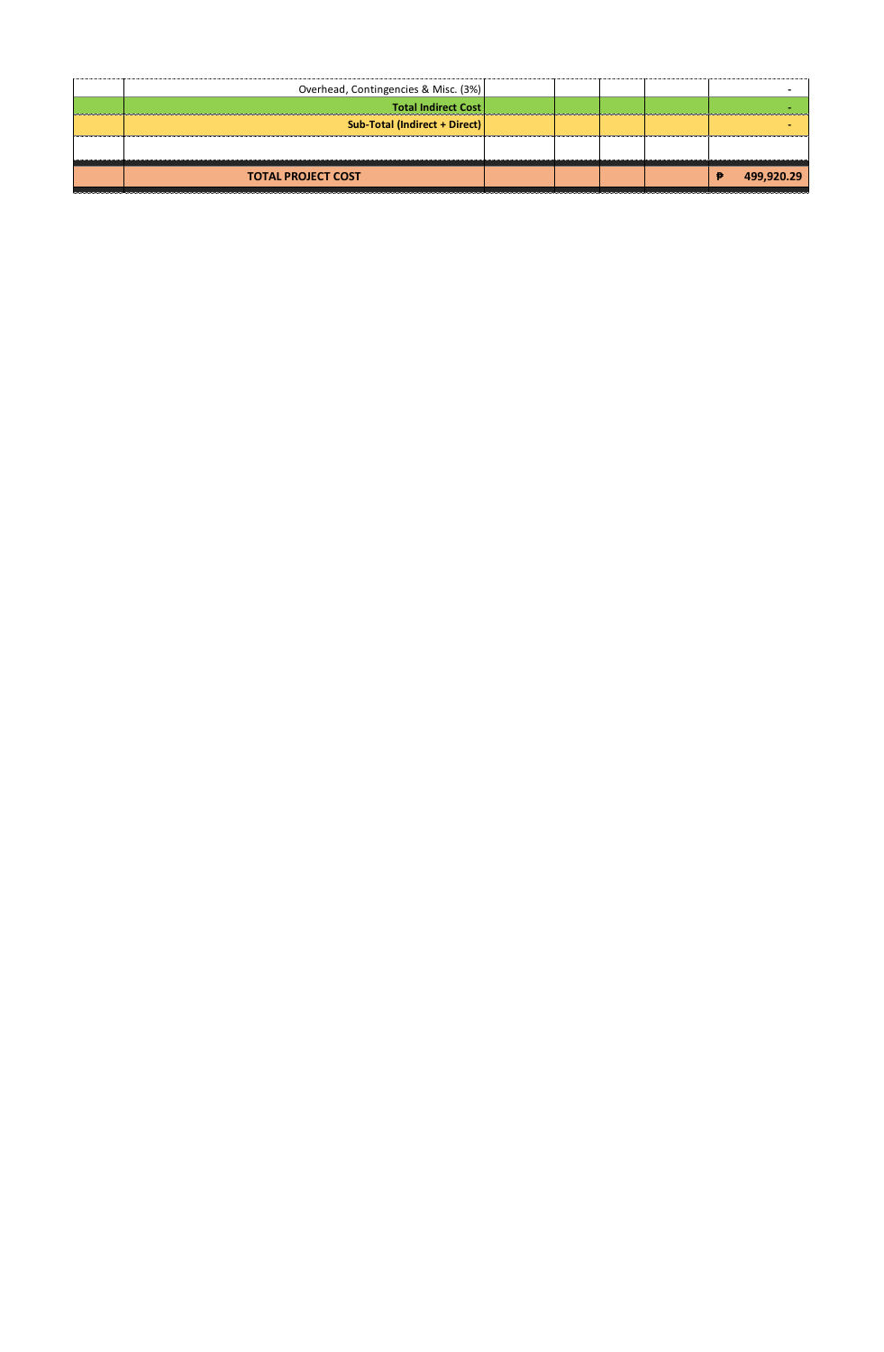| | | | | | |
|---|---|---|---|---|---|
| | Overhead, Contingencies & Misc. (3%) | | | | - |
| | **Total Indirect Cost** | | | | **-** |
| | **Sub-Total (Indirect + Direct)** | | | | **-** |
| | | | | | |
| | **TOTAL PROJECT COST** | | | | **₱ 499,920.29** |